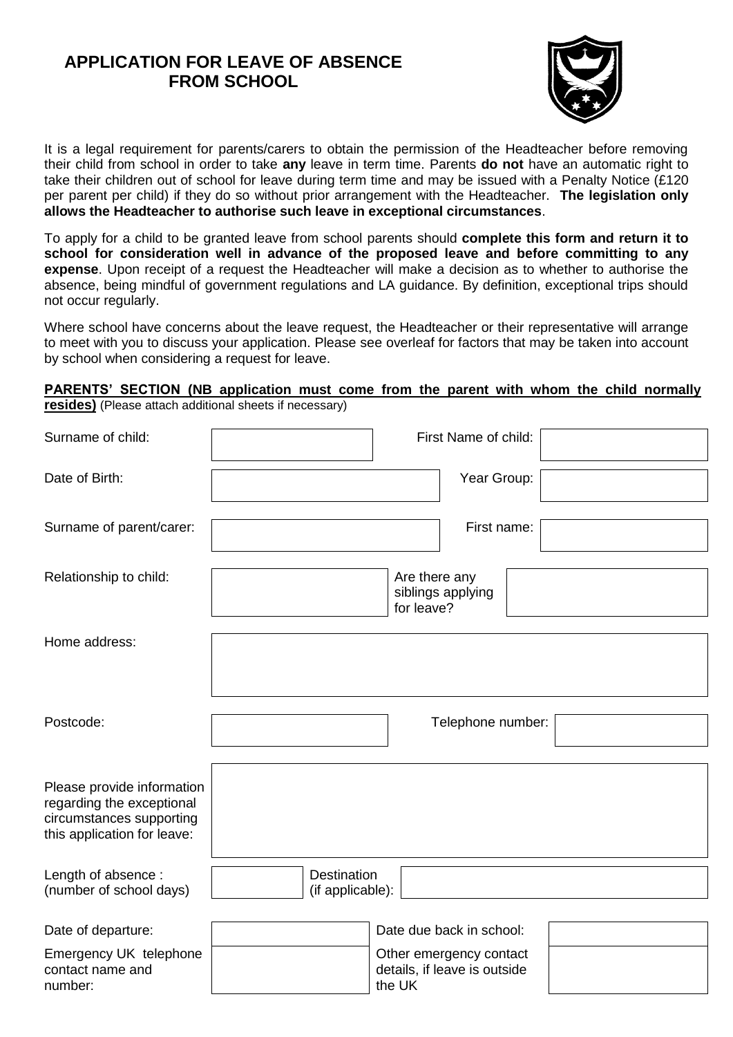# APPLICATION FOR LEAVE OF ABSENCE FROM SCHOOL

It is a legal requirement for parents/carers to obtain the permission of the Headteacher before removing their child from school in order to take **any** leave in term time. Parents **do not** have an automatic right to take their children out of school for leave during term time and may be issued with a Penalty Notice (£120 per parent per child) if they do so without prior arrangement with the Headteacher. **The legislation only allows the Headteacher to authorise such leave in exceptional circumstances**.

To apply for a child to be granted leave from school parents should **complete this form and return it to school for consideration well in advance of the proposed leave and before committing to any expense**. Upon receipt of a request the Headteacher will make a decision as to whether to authorise the absence, being mindful of government regulations and LA guidance. By definition, exceptional trips should not occur regularly.

Where school have concerns about the leave request, the Headteacher or their representative will arrange to meet with you to discuss your application. Please see overleaf for factors that may be taken into account by school when considering a request for leave.

**PARENTS' SECTION (NB application must come from the parent with whom the child normally resides)** (Please attach additional sheets if necessary)

| | | | |
|---|---|---|---|
| Surname of child: | | First Name of child: | |
| Date of Birth: | | Year Group: | |
| Surname of parent/carer: | | First name: | |
| Relationship to child: | | Are there any siblings applying for leave? | |
| Home address: | | | |
| Postcode: | | Telephone number: | |
| Please provide information regarding the exceptional circumstances supporting this application for leave: | | | |
| Length of absence : (number of school days) | | Destination (if applicable): | |
| Date of departure: | | Date due back in school: | |
| Emergency UK telephone contact name and number: | | Other emergency contact details, if leave is outside the UK | |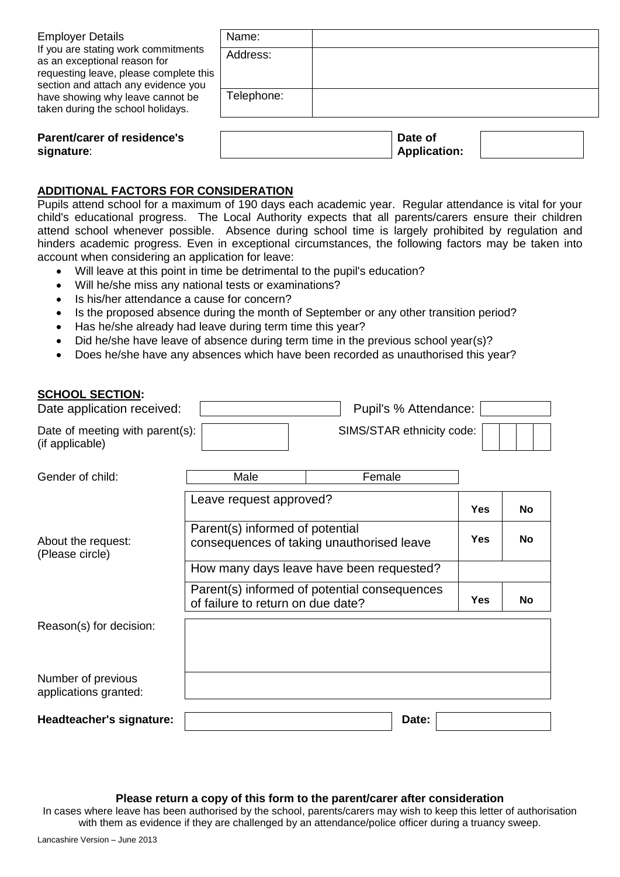Employer Details
If you are stating work commitments as an exceptional reason for requesting leave, please complete this section and attach any evidence you have showing why leave cannot be taken during the school holidays.

| | |
|---|---|
| Name: | |
| Address: | |
| Telephone: | |

| | | | |
|---|---|---|---|
| **Parent/carer of residence's signature**: | | **Date of Application:** | |

## ADDITIONAL FACTORS FOR CONSIDERATION

Pupils attend school for a maximum of 190 days each academic year. Regular attendance is vital for your child's educational progress. The Local Authority expects that all parents/carers ensure their children attend school whenever possible. Absence during school time is largely prohibited by regulation and hinders academic progress. Even in exceptional circumstances, the following factors may be taken into account when considering an application for leave:

- Will leave at this point in time be detrimental to the pupil's education?
- Will he/she miss any national tests or examinations?
- Is his/her attendance a cause for concern?
- Is the proposed absence during the month of September or any other transition period?
- Has he/she already had leave during term time this year?
- Did he/she have leave of absence during term time in the previous school year(s)?
- Does he/she have any absences which have been recorded as unauthorised this year?

## SCHOOL SECTION:

| | | | |
|---|---|---|---|
| Date application received: | | Pupil's % Attendance: | |
| Date of meeting with parent(s): (if applicable) | | SIMS/STAR ethnicity code: | |

| | | | | |
|---|---|---|---|---|
| Gender of child: | Male | Female | | |
| About the request: (Please circle) | Leave request approved? | | **Yes** | **No** |
| | Parent(s) informed of potential consequences of taking unauthorised leave | | **Yes** | **No** |
| | How many days leave have been requested? | | | |
| | Parent(s) informed of potential consequences of failure to return on due date? | | **Yes** | **No** |
| Reason(s) for decision: | | | | |
| Number of previous applications granted: | | | | |

| | | | |
|---|---|---|---|
| **Headteacher's signature:** | | **Date:** | |

**Please return a copy of this form to the parent/carer after consideration**

In cases where leave has been authorised by the school, parents/carers may wish to keep this letter of authorisation with them as evidence if they are challenged by an attendance/police officer during a truancy sweep.

Lancashire Version – June 2013